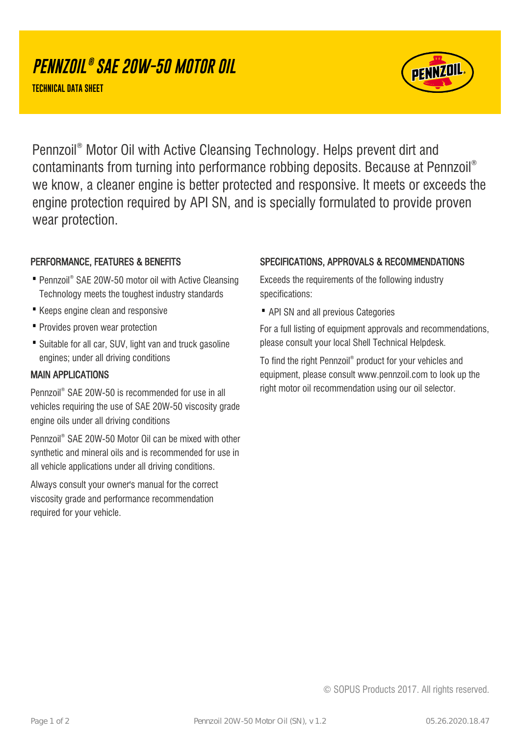# PENNZOIL® SAE 20W-50 MOTOR OIL

**TECHNICAL DATA SHEET**

Pennzoil® Motor Oil with Active Cleansing Technology. Helps prevent dirt and contaminants from turning into performance robbing deposits. Because at Pennzoil® we know, a cleaner engine is better protected and responsive. It meets or exceeds the engine protection required by API SN, and is specially formulated to provide proven wear protection.

## PERFORMANCE, FEATURES & BENEFITS

- Pennzoil® SAE 20W-50 motor oil with Active Cleansing Technology meets the toughest industry standards
- Keeps engine clean and responsive
- Provides proven wear protection
- Suitable for all car, SUV, light van and truck gasoline engines; under all driving conditions

## MAIN APPLICATIONS

Pennzoil® SAE 20W-50 is recommended for use in all vehicles requiring the use of SAE 20W-50 viscosity grade engine oils under all driving conditions

Pennzoil® SAE 20W-50 Motor Oil can be mixed with other synthetic and mineral oils and is recommended for use in all vehicle applications under all driving conditions.

Always consult your owner's manual for the correct viscosity grade and performance recommendation required for your vehicle.

## SPECIFICATIONS, APPROVALS & RECOMMENDATIONS

Exceeds the requirements of the following industry specifications:

- API SN and all previous Categories

For a full listing of equipment approvals and recommendations, please consult your local Shell Technical Helpdesk.

To find the right Pennzoil® product for your vehicles and equipment, please consult www.pennzoil.com to look up the right motor oil recommendation using our oil selector.

© SOPUS Products 2017. All rights reserved.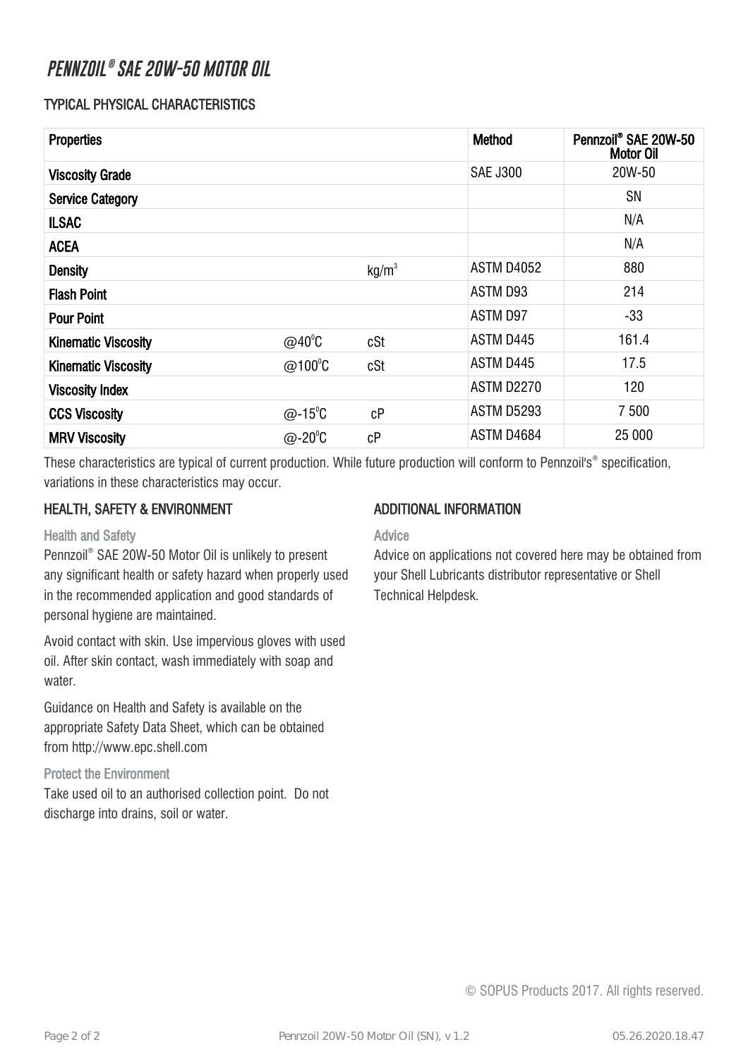# PENNZOIL® SAE 20W-50 MOTOR OIL

## TYPICAL PHYSICAL CHARACTERISTICS

| Properties | | | Method | Pennzoil® SAE 20W-50 Motor Oil |
|---|---|---|---|---|
| **Viscosity Grade** | | | SAE J300 | 20W-50 |
| **Service Category** | | | | SN |
| **ILSAC** | | | | N/A |
| **ACEA** | | | | N/A |
| **Density** | | $kg/m^3$ | ASTM D4052 | 880 |
| **Flash Point** | | | ASTM D93 | 214 |
| **Pour Point** | | | ASTM D97 | -33 |
| **Kinematic Viscosity** | @40°C | cSt | ASTM D445 | 161.4 |
| **Kinematic Viscosity** | @100°C | cSt | ASTM D445 | 17.5 |
| **Viscosity Index** | | | ASTM D2270 | 120 |
| **CCS Viscosity** | @-15°C | cP | ASTM D5293 | 7 500 |
| **MRV Viscosity** | @-20°C | cP | ASTM D4684 | 25 000 |

These characteristics are typical of current production. While future production will conform to Pennzoil's® specification, variations in these characteristics may occur.

## HEALTH, SAFETY & ENVIRONMENT

### Health and Safety

Pennzoil® SAE 20W-50 Motor Oil is unlikely to present any significant health or safety hazard when properly used in the recommended application and good standards of personal hygiene are maintained.

Avoid contact with skin. Use impervious gloves with used oil. After skin contact, wash immediately with soap and water.

Guidance on Health and Safety is available on the appropriate Safety Data Sheet, which can be obtained from http://www.epc.shell.com

### Protect the Environment

Take used oil to an authorised collection point. Do not discharge into drains, soil or water.

## ADDITIONAL INFORMATION

### Advice

Advice on applications not covered here may be obtained from your Shell Lubricants distributor representative or Shell Technical Helpdesk.

© SOPUS Products 2017. All rights reserved.